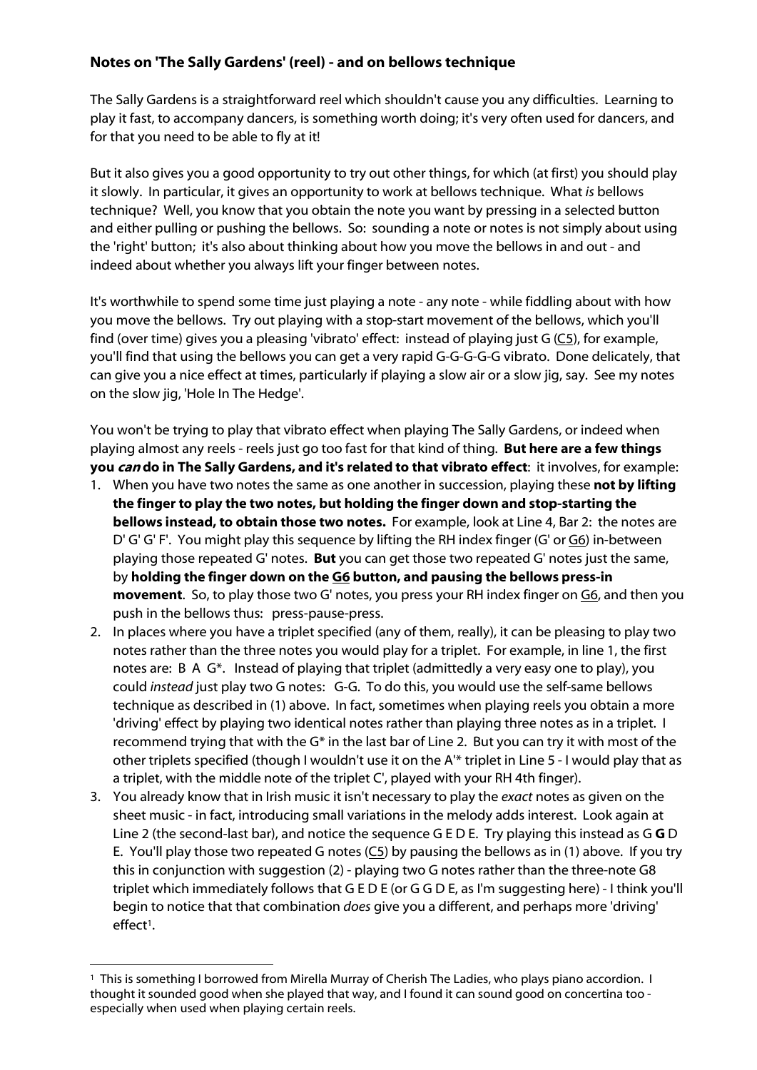### Notes on 'The Sally Gardens' (reel) - and on bellows technique

The Sally Gardens is a straightforward reel which shouldn't cause you any difficulties. Learning to play it fast, to accompany dancers, is something worth doing; it's very often used for dancers, and for that you need to be able to fly at it!

But it also gives you a good opportunity to try out other things, for which (at first) you should play it slowly. In particular, it gives an opportunity to work at bellows technique. What *is* bellows technique? Well, you know that you obtain the note you want by pressing in a selected button and either pulling or pushing the bellows. So: sounding a note or notes is not simply about using the 'right' button; it's also about thinking about how you move the bellows in and out - and indeed about whether you always lift your finger between notes.

It's worthwhile to spend some time just playing a note - any note - while fiddling about with how you move the bellows. Try out playing with a stop-start movement of the bellows, which you'll find (over time) gives you a pleasing 'vibrato' effect: instead of playing just G (<u>C5</u>), for example, you'll find that using the bellows you can get a very rapid G-G-G-G-G vibrato. Done delicately, that can give you a nice effect at times, particularly if playing a slow air or a slow jig, say. See my notes on the slow jig, 'Hole In The Hedge'.

You won't be trying to play that vibrato effect when playing The Sally Gardens, or indeed when playing almost any reels - reels just go too fast for that kind of thing. **But here are a few things you *can* do in The Sally Gardens, and it's related to that vibrato effect**: it involves, for example:

1. When you have two notes the same as one another in succession, playing these **not by lifting the finger to play the two notes, but holding the finger down and stop-starting the bellows instead, to obtain those two notes.** For example, look at Line 4, Bar 2: the notes are D' G' G' F'. You might play this sequence by lifting the RH index finger (G' or <u>G6</u>) in-between playing those repeated G' notes. **But** you can get those two repeated G' notes just the same, by **holding the finger down on the <u>G6</u> button, and pausing the bellows press-in movement**. So, to play those two G' notes, you press your RH index finger on <u>G6</u>, and then you push in the bellows thus: press-pause-press.
2. In places where you have a triplet specified (any of them, really), it can be pleasing to play two notes rather than the three notes you would play for a triplet. For example, in line 1, the first notes are: B A G*. Instead of playing that triplet (admittedly a very easy one to play), you could *instead* just play two G notes: G-G. To do this, you would use the self-same bellows technique as described in (1) above. In fact, sometimes when playing reels you obtain a more 'driving' effect by playing two identical notes rather than playing three notes as in a triplet. I recommend trying that with the G* in the last bar of Line 2. But you can try it with most of the other triplets specified (though I wouldn't use it on the A'* triplet in Line 5 - I would play that as a triplet, with the middle note of the triplet C', played with your RH 4th finger).
3. You already know that in Irish music it isn't necessary to play the *exact* notes as given on the sheet music - in fact, introducing small variations in the melody adds interest. Look again at Line 2 (the second-last bar), and notice the sequence G E D E. Try playing this instead as G **G** D E. You'll play those two repeated G notes (<u>C5</u>) by pausing the bellows as in (1) above. If you try this in conjunction with suggestion (2) - playing two G notes rather than the three-note G8 triplet which immediately follows that G E D E (or G G D E, as I'm suggesting here) - I think you'll begin to notice that that combination *does* give you a different, and perhaps more 'driving' effect[1].

---

[1] This is something I borrowed from Mirella Murray of Cherish The Ladies, who plays piano accordion. I thought it sounded good when she played that way, and I found it can sound good on concertina too - especially when used when playing certain reels.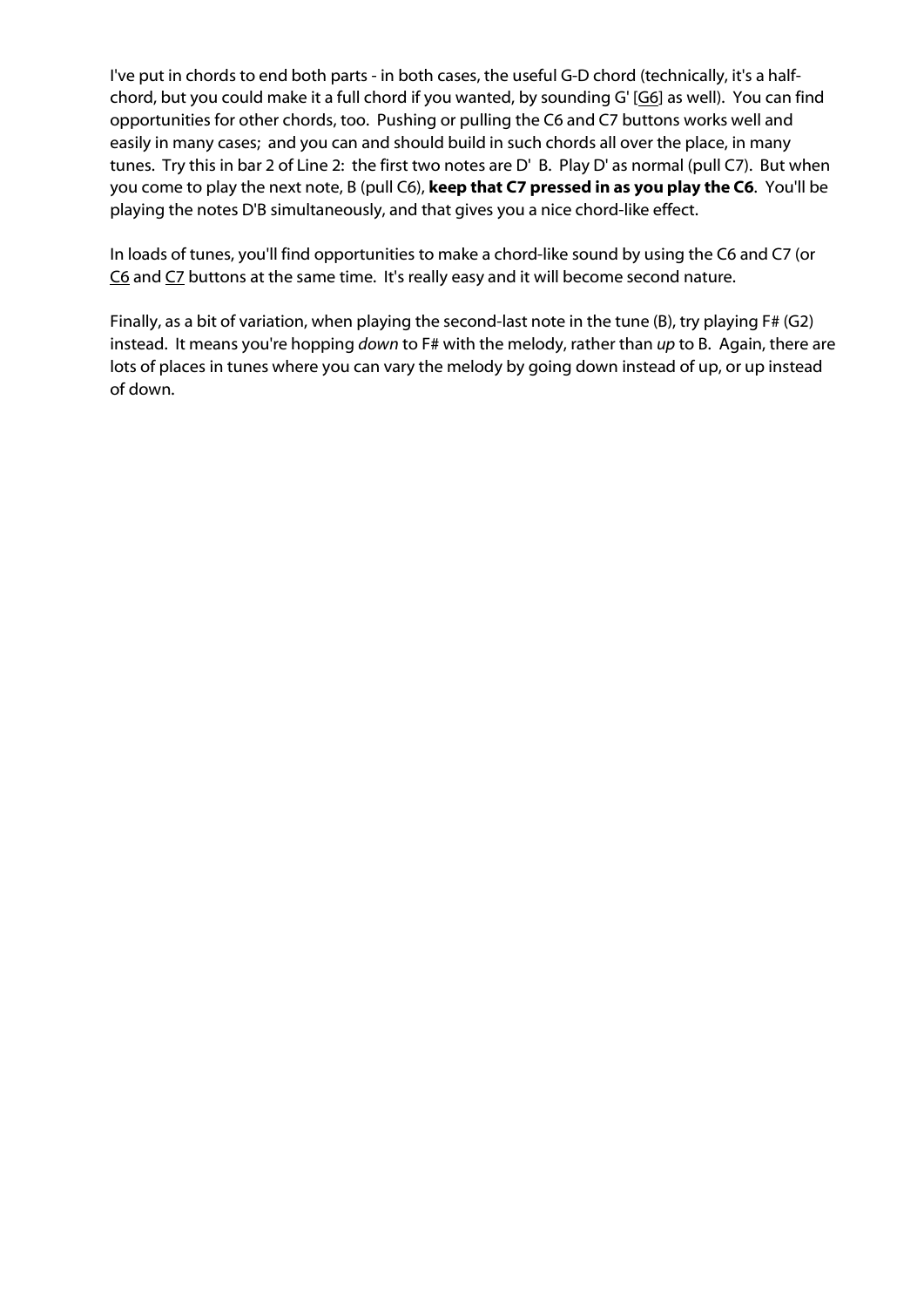I've put in chords to end both parts - in both cases, the useful G-D chord (technically, it's a half-chord, but you could make it a full chord if you wanted, by sounding G' [<u>G6</u>] as well). You can find opportunities for other chords, too. Pushing or pulling the C6 and C7 buttons works well and easily in many cases; and you can and should build in such chords all over the place, in many tunes. Try this in bar 2 of Line 2: the first two notes are D' B. Play D' as normal (pull C7). But when you come to play the next note, B (pull C6), **keep that C7 pressed in as you play the C6**. You'll be playing the notes D'B simultaneously, and that gives you a nice chord-like effect.

In loads of tunes, you'll find opportunities to make a chord-like sound by using the C6 and C7 (or <u>C6</u> and <u>C7</u> buttons at the same time. It's really easy and it will become second nature.

Finally, as a bit of variation, when playing the second-last note in the tune (B), try playing F# (G2) instead. It means you're hopping *down* to F# with the melody, rather than *up* to B. Again, there are lots of places in tunes where you can vary the melody by going down instead of up, or up instead of down.